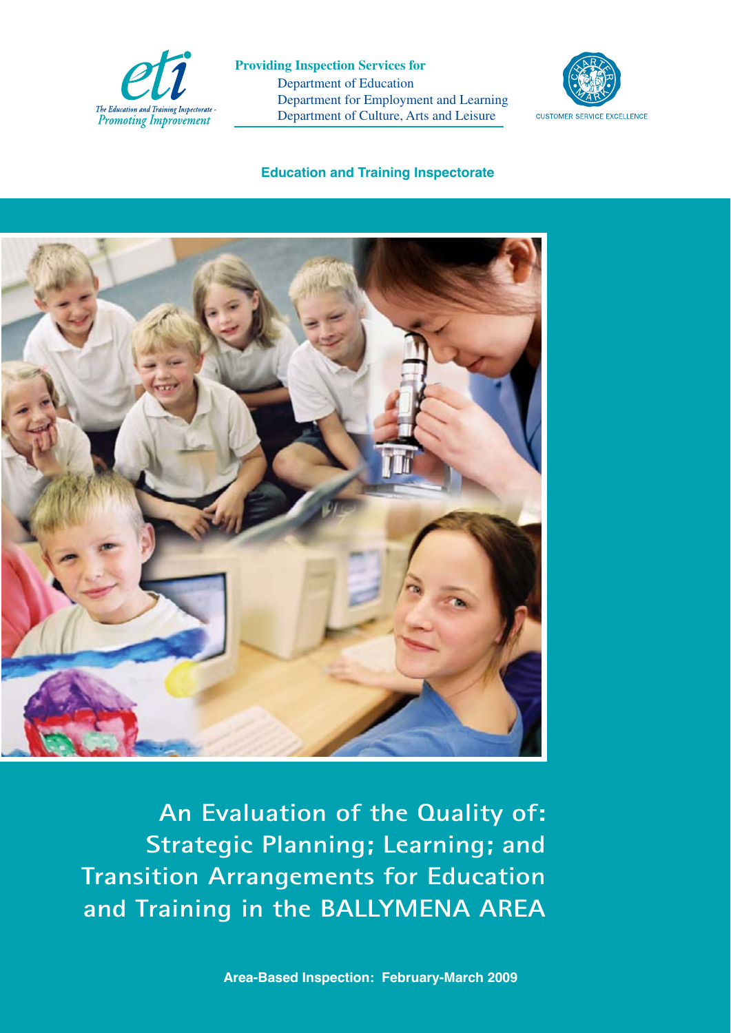The Education and Training Inspectorate - Promoting Improvement

**Providing Inspection Services for**
Department of Education
Department for Employment and Learning
Department of Culture, Arts and Leisure

CUSTOMER SERVICE EXCELLENCE

**Education and Training Inspectorate**

# An Evaluation of the Quality of: Strategic Planning; Learning; and Transition Arrangements for Education and Training in the BALLYMENA AREA

**Area-Based Inspection: February-March 2009**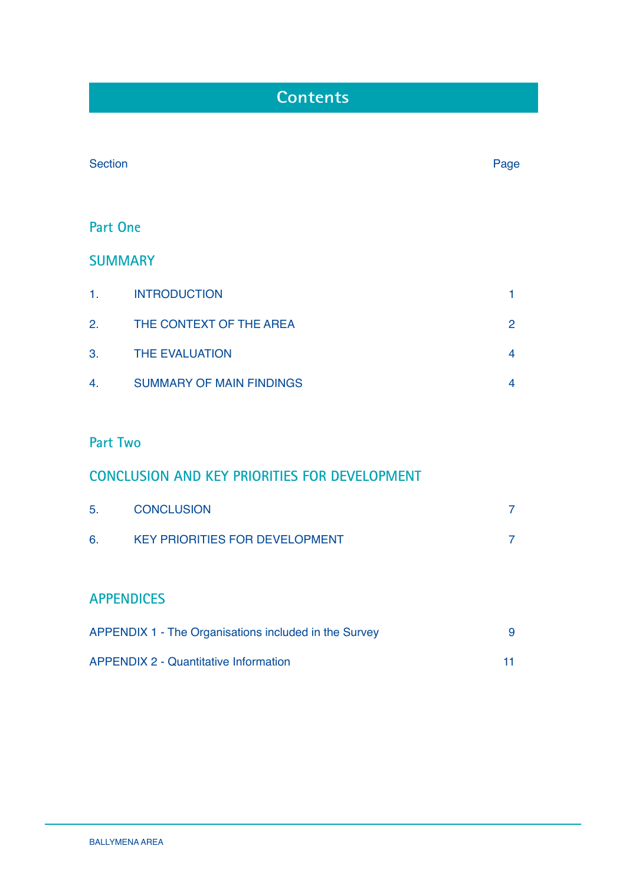# Contents

| Section | | Page |
|---|---|---|

## Part One

### SUMMARY

| | | |
|---|---|---|
| 1. | INTRODUCTION | 1 |
| 2. | THE CONTEXT OF THE AREA | 2 |
| 3. | THE EVALUATION | 4 |
| 4. | SUMMARY OF MAIN FINDINGS | 4 |

## Part Two

### CONCLUSION AND KEY PRIORITIES FOR DEVELOPMENT

| | | |
|---|---|---|
| 5. | CONCLUSION | 7 |
| 6. | KEY PRIORITIES FOR DEVELOPMENT | 7 |

### APPENDICES

| | |
|---|---|
| APPENDIX 1 - The Organisations included in the Survey | 9 |
| APPENDIX 2 - Quantitative Information | 11 |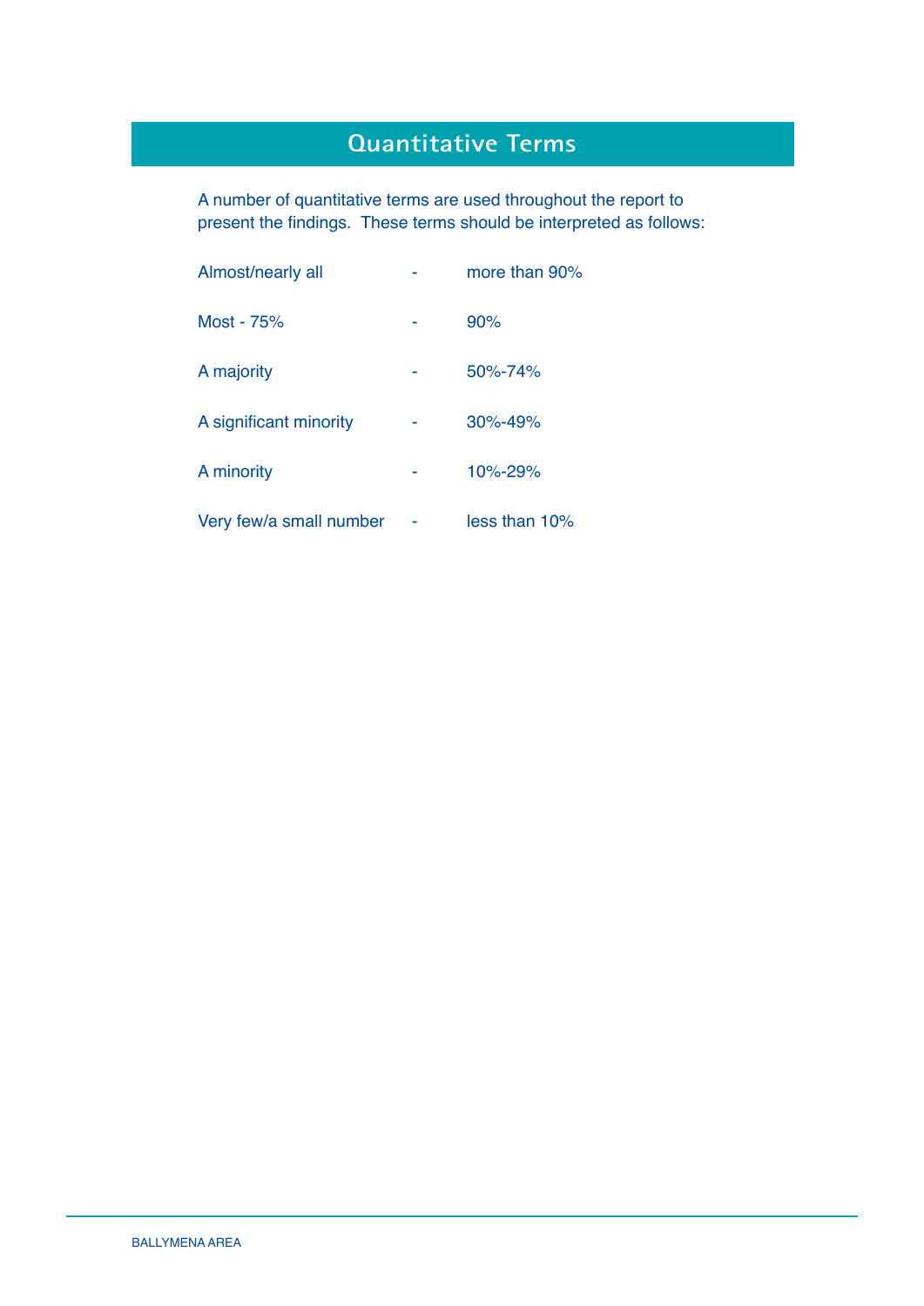# Quantitative Terms

A number of quantitative terms are used throughout the report to present the findings. These terms should be interpreted as follows:

| | | |
|---|---|---|
| Almost/nearly all | - | more than 90% |
| Most - 75% | - | 90% |
| A majority | - | 50%-74% |
| A significant minority | - | 30%-49% |
| A minority | - | 10%-29% |
| Very few/a small number | - | less than 10% |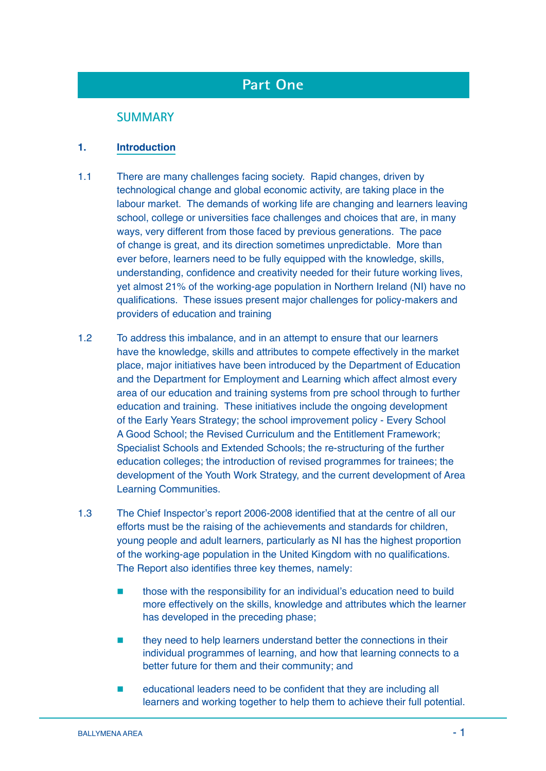# Part One

## SUMMARY

### 1. Introduction

1.1 There are many challenges facing society. Rapid changes, driven by technological change and global economic activity, are taking place in the labour market. The demands of working life are changing and learners leaving school, college or universities face challenges and choices that are, in many ways, very different from those faced by previous generations. The pace of change is great, and its direction sometimes unpredictable. More than ever before, learners need to be fully equipped with the knowledge, skills, understanding, confidence and creativity needed for their future working lives, yet almost 21% of the working-age population in Northern Ireland (NI) have no qualifications. These issues present major challenges for policy-makers and providers of education and training

1.2 To address this imbalance, and in an attempt to ensure that our learners have the knowledge, skills and attributes to compete effectively in the market place, major initiatives have been introduced by the Department of Education and the Department for Employment and Learning which affect almost every area of our education and training systems from pre school through to further education and training. These initiatives include the ongoing development of the Early Years Strategy; the school improvement policy - Every School A Good School; the Revised Curriculum and the Entitlement Framework; Specialist Schools and Extended Schools; the re-structuring of the further education colleges; the introduction of revised programmes for trainees; the development of the Youth Work Strategy, and the current development of Area Learning Communities.

1.3 The Chief Inspector's report 2006-2008 identified that at the centre of all our efforts must be the raising of the achievements and standards for children, young people and adult learners, particularly as NI has the highest proportion of the working-age population in the United Kingdom with no qualifications. The Report also identifies three key themes, namely:

- those with the responsibility for an individual's education need to build more effectively on the skills, knowledge and attributes which the learner has developed in the preceding phase;
- they need to help learners understand better the connections in their individual programmes of learning, and how that learning connects to a better future for them and their community; and
- educational leaders need to be confident that they are including all learners and working together to help them to achieve their full potential.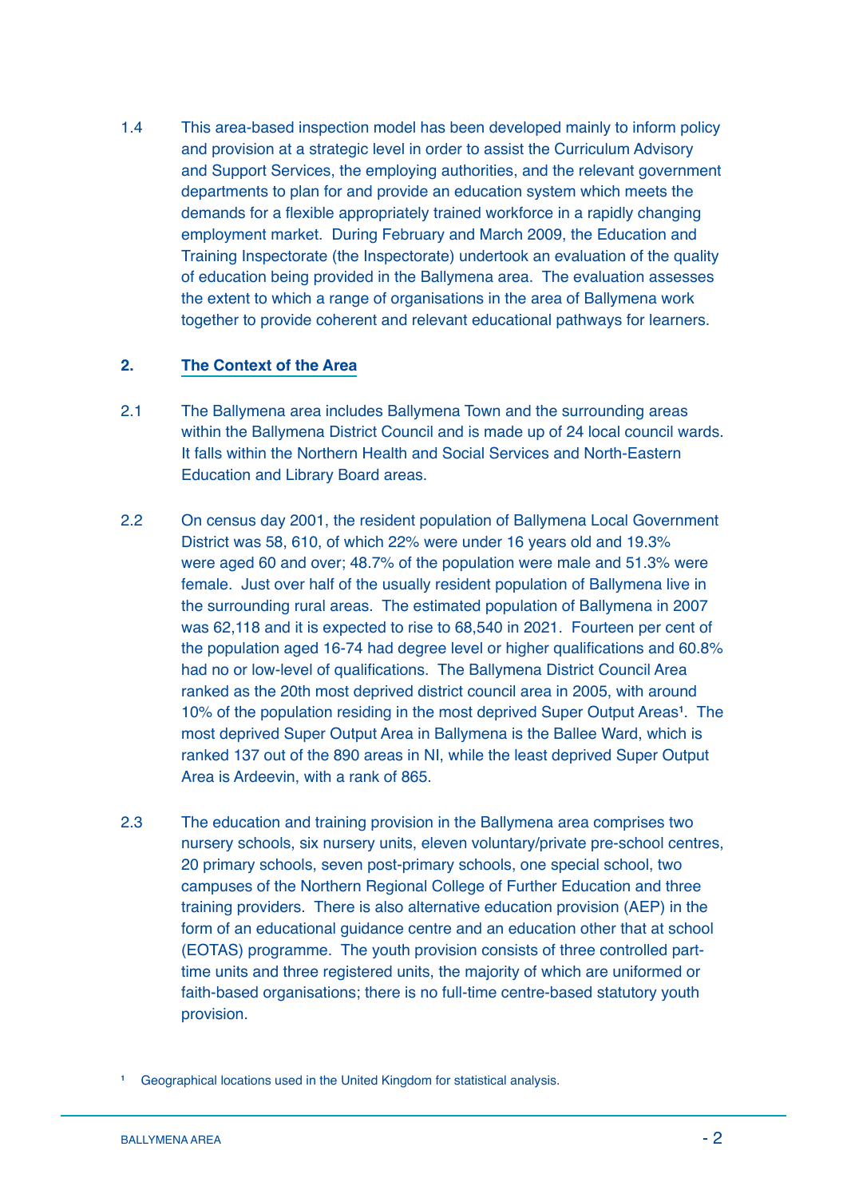1.4 This area-based inspection model has been developed mainly to inform policy and provision at a strategic level in order to assist the Curriculum Advisory and Support Services, the employing authorities, and the relevant government departments to plan for and provide an education system which meets the demands for a flexible appropriately trained workforce in a rapidly changing employment market. During February and March 2009, the Education and Training Inspectorate (the Inspectorate) undertook an evaluation of the quality of education being provided in the Ballymena area. The evaluation assesses the extent to which a range of organisations in the area of Ballymena work together to provide coherent and relevant educational pathways for learners.

## 2. The Context of the Area

2.1 The Ballymena area includes Ballymena Town and the surrounding areas within the Ballymena District Council and is made up of 24 local council wards. It falls within the Northern Health and Social Services and North-Eastern Education and Library Board areas.

2.2 On census day 2001, the resident population of Ballymena Local Government District was 58, 610, of which 22% were under 16 years old and 19.3% were aged 60 and over; 48.7% of the population were male and 51.3% were female. Just over half of the usually resident population of Ballymena live in the surrounding rural areas. The estimated population of Ballymena in 2007 was 62,118 and it is expected to rise to 68,540 in 2021. Fourteen per cent of the population aged 16-74 had degree level or higher qualifications and 60.8% had no or low-level of qualifications. The Ballymena District Council Area ranked as the 20th most deprived district council area in 2005, with around 10% of the population residing in the most deprived Super Output Areas[1]. The most deprived Super Output Area in Ballymena is the Ballee Ward, which is ranked 137 out of the 890 areas in NI, while the least deprived Super Output Area is Ardeevin, with a rank of 865.

2.3 The education and training provision in the Ballymena area comprises two nursery schools, six nursery units, eleven voluntary/private pre-school centres, 20 primary schools, seven post-primary schools, one special school, two campuses of the Northern Regional College of Further Education and three training providers. There is also alternative education provision (AEP) in the form of an educational guidance centre and an education other that at school (EOTAS) programme. The youth provision consists of three controlled part-time units and three registered units, the majority of which are uniformed or faith-based organisations; there is no full-time centre-based statutory youth provision.

[1] Geographical locations used in the United Kingdom for statistical analysis.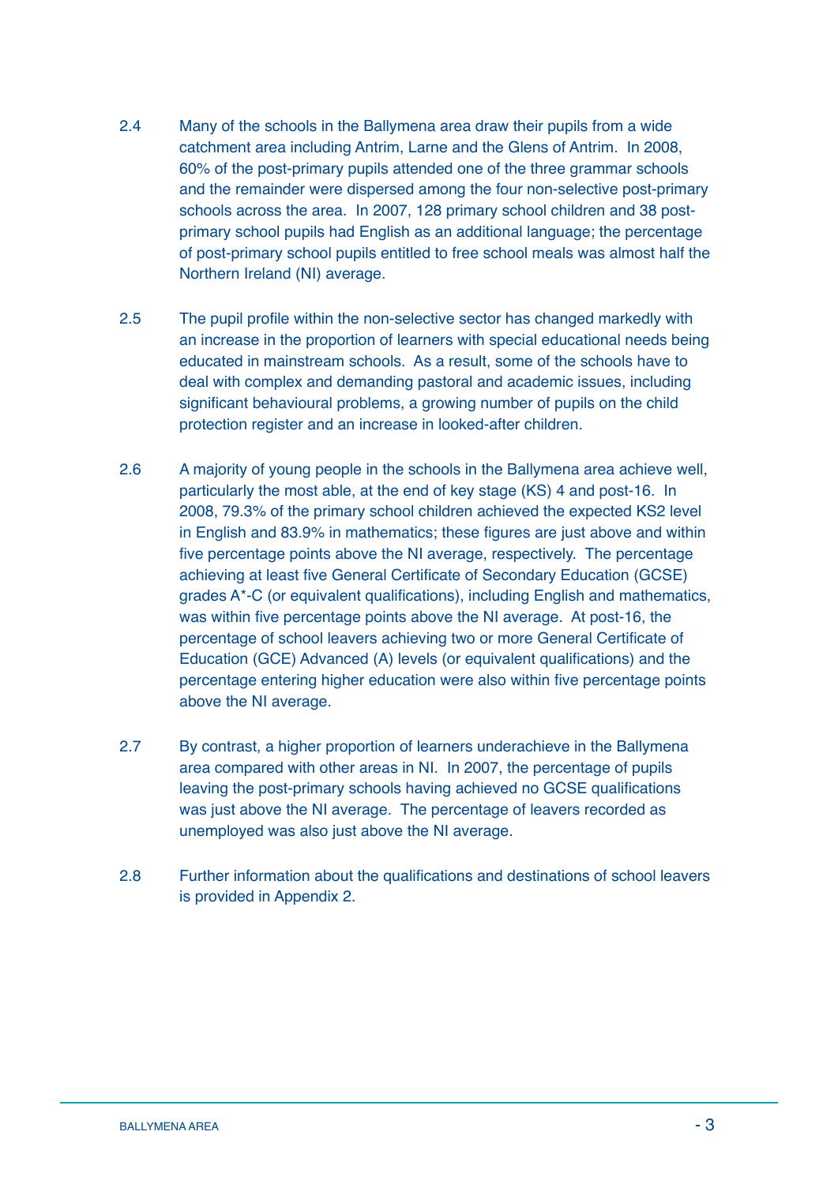2.4 Many of the schools in the Ballymena area draw their pupils from a wide catchment area including Antrim, Larne and the Glens of Antrim. In 2008, 60% of the post-primary pupils attended one of the three grammar schools and the remainder were dispersed among the four non-selective post-primary schools across the area. In 2007, 128 primary school children and 38 post-primary school pupils had English as an additional language; the percentage of post-primary school pupils entitled to free school meals was almost half the Northern Ireland (NI) average.

2.5 The pupil profile within the non-selective sector has changed markedly with an increase in the proportion of learners with special educational needs being educated in mainstream schools. As a result, some of the schools have to deal with complex and demanding pastoral and academic issues, including significant behavioural problems, a growing number of pupils on the child protection register and an increase in looked-after children.

2.6 A majority of young people in the schools in the Ballymena area achieve well, particularly the most able, at the end of key stage (KS) 4 and post-16. In 2008, 79.3% of the primary school children achieved the expected KS2 level in English and 83.9% in mathematics; these figures are just above and within five percentage points above the NI average, respectively. The percentage achieving at least five General Certificate of Secondary Education (GCSE) grades A*-C (or equivalent qualifications), including English and mathematics, was within five percentage points above the NI average. At post-16, the percentage of school leavers achieving two or more General Certificate of Education (GCE) Advanced (A) levels (or equivalent qualifications) and the percentage entering higher education were also within five percentage points above the NI average.

2.7 By contrast, a higher proportion of learners underachieve in the Ballymena area compared with other areas in NI. In 2007, the percentage of pupils leaving the post-primary schools having achieved no GCSE qualifications was just above the NI average. The percentage of leavers recorded as unemployed was also just above the NI average.

2.8 Further information about the qualifications and destinations of school leavers is provided in Appendix 2.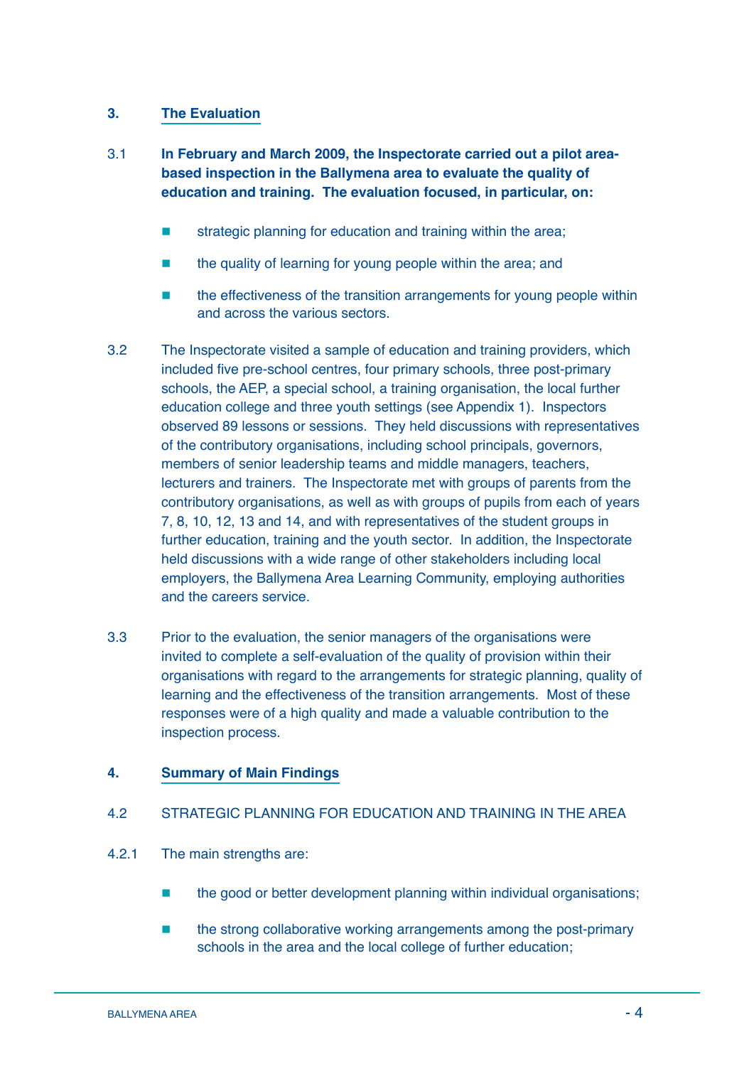## 3. The Evaluation

3.1 **In February and March 2009, the Inspectorate carried out a pilot area-based inspection in the Ballymena area to evaluate the quality of education and training. The evaluation focused, in particular, on:**

- strategic planning for education and training within the area;
- the quality of learning for young people within the area; and
- the effectiveness of the transition arrangements for young people within and across the various sectors.

3.2 The Inspectorate visited a sample of education and training providers, which included five pre-school centres, four primary schools, three post-primary schools, the AEP, a special school, a training organisation, the local further education college and three youth settings (see Appendix 1). Inspectors observed 89 lessons or sessions. They held discussions with representatives of the contributory organisations, including school principals, governors, members of senior leadership teams and middle managers, teachers, lecturers and trainers. The Inspectorate met with groups of parents from the contributory organisations, as well as with groups of pupils from each of years 7, 8, 10, 12, 13 and 14, and with representatives of the student groups in further education, training and the youth sector. In addition, the Inspectorate held discussions with a wide range of other stakeholders including local employers, the Ballymena Area Learning Community, employing authorities and the careers service.

3.3 Prior to the evaluation, the senior managers of the organisations were invited to complete a self-evaluation of the quality of provision within their organisations with regard to the arrangements for strategic planning, quality of learning and the effectiveness of the transition arrangements. Most of these responses were of a high quality and made a valuable contribution to the inspection process.

## 4. Summary of Main Findings

### 4.2 STRATEGIC PLANNING FOR EDUCATION AND TRAINING IN THE AREA

4.2.1 The main strengths are:

- the good or better development planning within individual organisations;
- the strong collaborative working arrangements among the post-primary schools in the area and the local college of further education;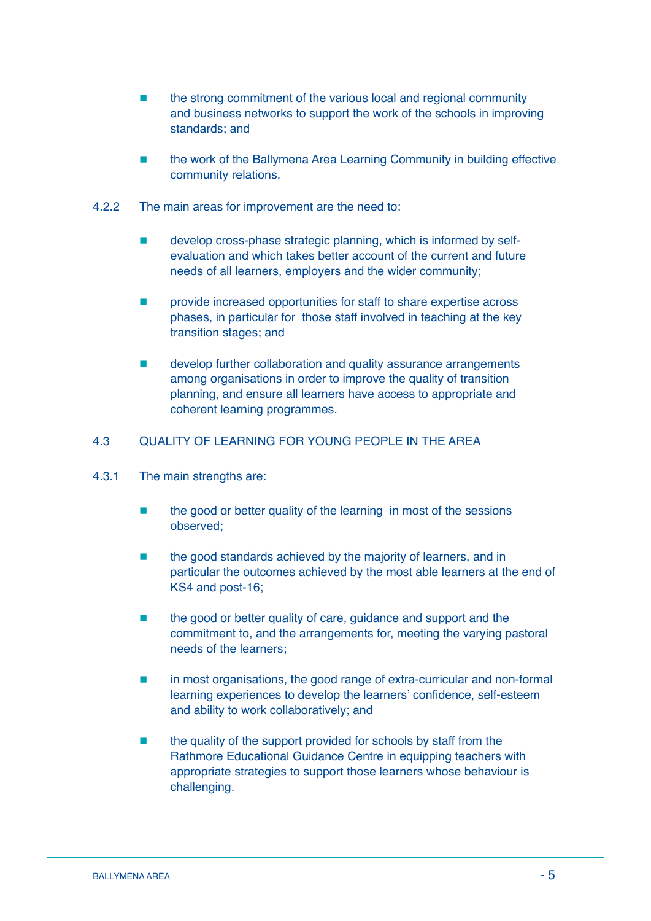- the strong commitment of the various local and regional community and business networks to support the work of the schools in improving standards; and

- the work of the Ballymena Area Learning Community in building effective community relations.

4.2.2 The main areas for improvement are the need to:

- develop cross-phase strategic planning, which is informed by self-evaluation and which takes better account of the current and future needs of all learners, employers and the wider community;

- provide increased opportunities for staff to share expertise across phases, in particular for those staff involved in teaching at the key transition stages; and

- develop further collaboration and quality assurance arrangements among organisations in order to improve the quality of transition planning, and ensure all learners have access to appropriate and coherent learning programmes.

## 4.3 QUALITY OF LEARNING FOR YOUNG PEOPLE IN THE AREA

4.3.1 The main strengths are:

- the good or better quality of the learning in most of the sessions observed;

- the good standards achieved by the majority of learners, and in particular the outcomes achieved by the most able learners at the end of KS4 and post-16;

- the good or better quality of care, guidance and support and the commitment to, and the arrangements for, meeting the varying pastoral needs of the learners;

- in most organisations, the good range of extra-curricular and non-formal learning experiences to develop the learners' confidence, self-esteem and ability to work collaboratively; and

- the quality of the support provided for schools by staff from the Rathmore Educational Guidance Centre in equipping teachers with appropriate strategies to support those learners whose behaviour is challenging.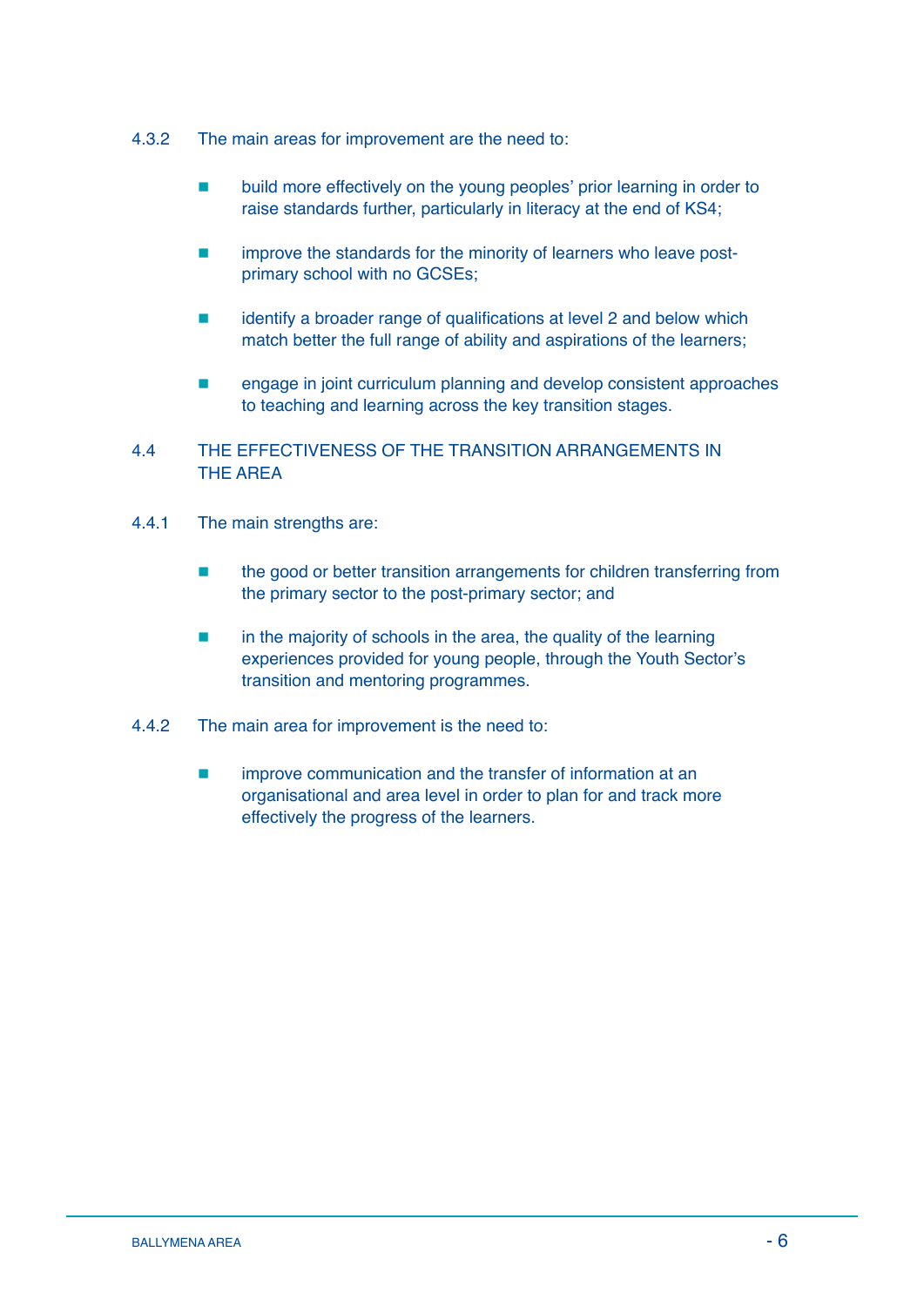4.3.2 The main areas for improvement are the need to:

- build more effectively on the young peoples' prior learning in order to raise standards further, particularly in literacy at the end of KS4;
- improve the standards for the minority of learners who leave post-primary school with no GCSEs;
- identify a broader range of qualifications at level 2 and below which match better the full range of ability and aspirations of the learners;
- engage in joint curriculum planning and develop consistent approaches to teaching and learning across the key transition stages.

## 4.4 THE EFFECTIVENESS OF THE TRANSITION ARRANGEMENTS IN THE AREA

4.4.1 The main strengths are:

- the good or better transition arrangements for children transferring from the primary sector to the post-primary sector; and
- in the majority of schools in the area, the quality of the learning experiences provided for young people, through the Youth Sector's transition and mentoring programmes.

4.4.2 The main area for improvement is the need to:

- improve communication and the transfer of information at an organisational and area level in order to plan for and track more effectively the progress of the learners.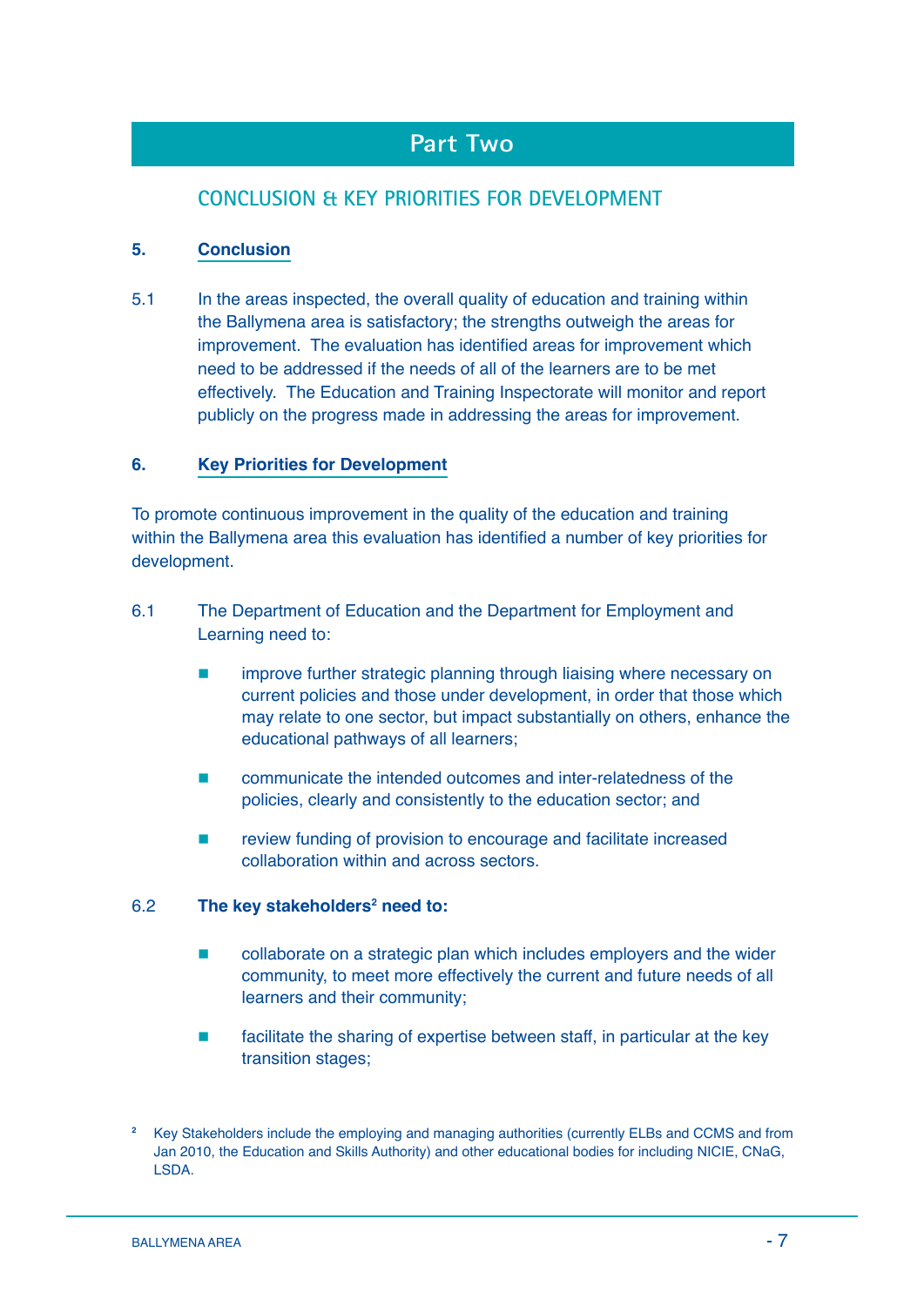# Part Two

## CONCLUSION & KEY PRIORITIES FOR DEVELOPMENT

### 5. Conclusion

5.1 In the areas inspected, the overall quality of education and training within the Ballymena area is satisfactory; the strengths outweigh the areas for improvement. The evaluation has identified areas for improvement which need to be addressed if the needs of all of the learners are to be met effectively. The Education and Training Inspectorate will monitor and report publicly on the progress made in addressing the areas for improvement.

### 6. Key Priorities for Development

To promote continuous improvement in the quality of the education and training within the Ballymena area this evaluation has identified a number of key priorities for development.

6.1 The Department of Education and the Department for Employment and Learning need to:

- improve further strategic planning through liaising where necessary on current policies and those under development, in order that those which may relate to one sector, but impact substantially on others, enhance the educational pathways of all learners;
- communicate the intended outcomes and inter-relatedness of the policies, clearly and consistently to the education sector; and
- review funding of provision to encourage and facilitate increased collaboration within and across sectors.

6.2 **The key stakeholders[2] need to:**

- collaborate on a strategic plan which includes employers and the wider community, to meet more effectively the current and future needs of all learners and their community;
- facilitate the sharing of expertise between staff, in particular at the key transition stages;

[2] Key Stakeholders include the employing and managing authorities (currently ELBs and CCMS and from Jan 2010, the Education and Skills Authority) and other educational bodies for including NICIE, CNaG, LSDA.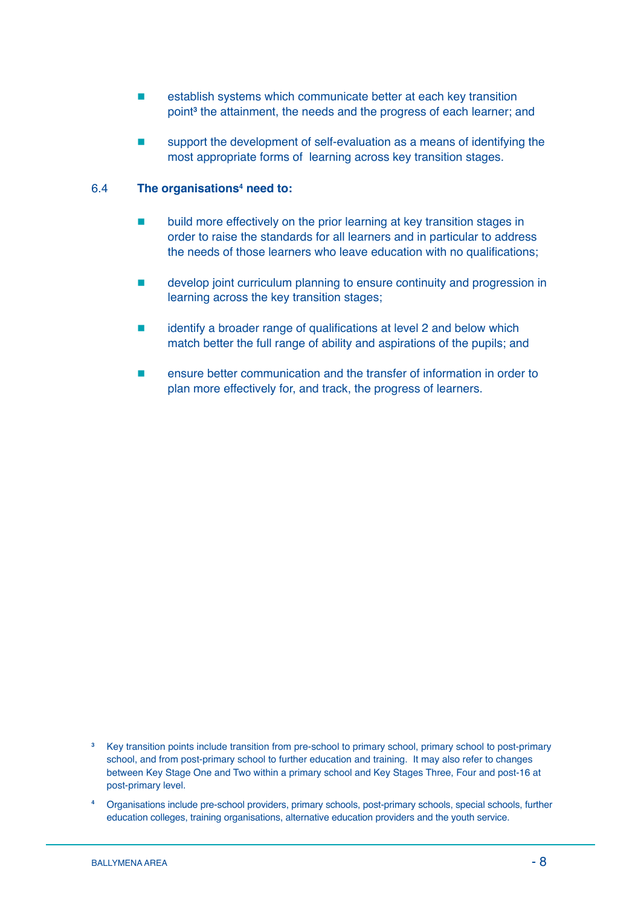- establish systems which communicate better at each key transition point[3] the attainment, the needs and the progress of each learner; and

- support the development of self-evaluation as a means of identifying the most appropriate forms of learning across key transition stages.

6.4 **The organisations[4] need to:**

- build more effectively on the prior learning at key transition stages in order to raise the standards for all learners and in particular to address the needs of those learners who leave education with no qualifications;

- develop joint curriculum planning to ensure continuity and progression in learning across the key transition stages;

- identify a broader range of qualifications at level 2 and below which match better the full range of ability and aspirations of the pupils; and

- ensure better communication and the transfer of information in order to plan more effectively for, and track, the progress of learners.

[3] Key transition points include transition from pre-school to primary school, primary school to post-primary school, and from post-primary school to further education and training. It may also refer to changes between Key Stage One and Two within a primary school and Key Stages Three, Four and post-16 at post-primary level.

[4] Organisations include pre-school providers, primary schools, post-primary schools, special schools, further education colleges, training organisations, alternative education providers and the youth service.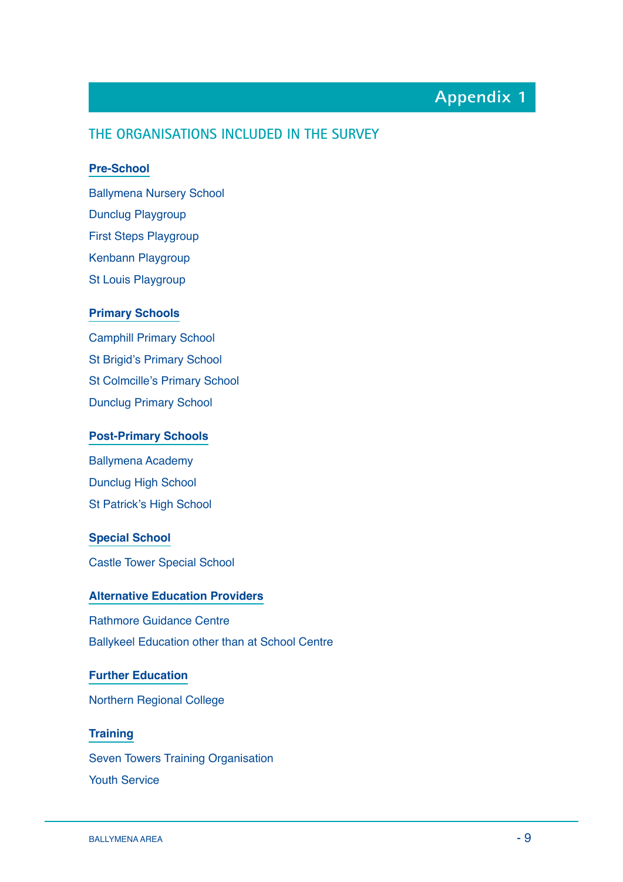# Appendix 1

## THE ORGANISATIONS INCLUDED IN THE SURVEY

### Pre-School

Ballymena Nursery School

Dunclug Playgroup

First Steps Playgroup

Kenbann Playgroup

St Louis Playgroup

### Primary Schools

Camphill Primary School

St Brigid's Primary School

St Colmcille's Primary School

Dunclug Primary School

### Post-Primary Schools

Ballymena Academy

Dunclug High School

St Patrick's High School

### Special School

Castle Tower Special School

### Alternative Education Providers

Rathmore Guidance Centre

Ballykeel Education other than at School Centre

### Further Education

Northern Regional College

### Training

Seven Towers Training Organisation

Youth Service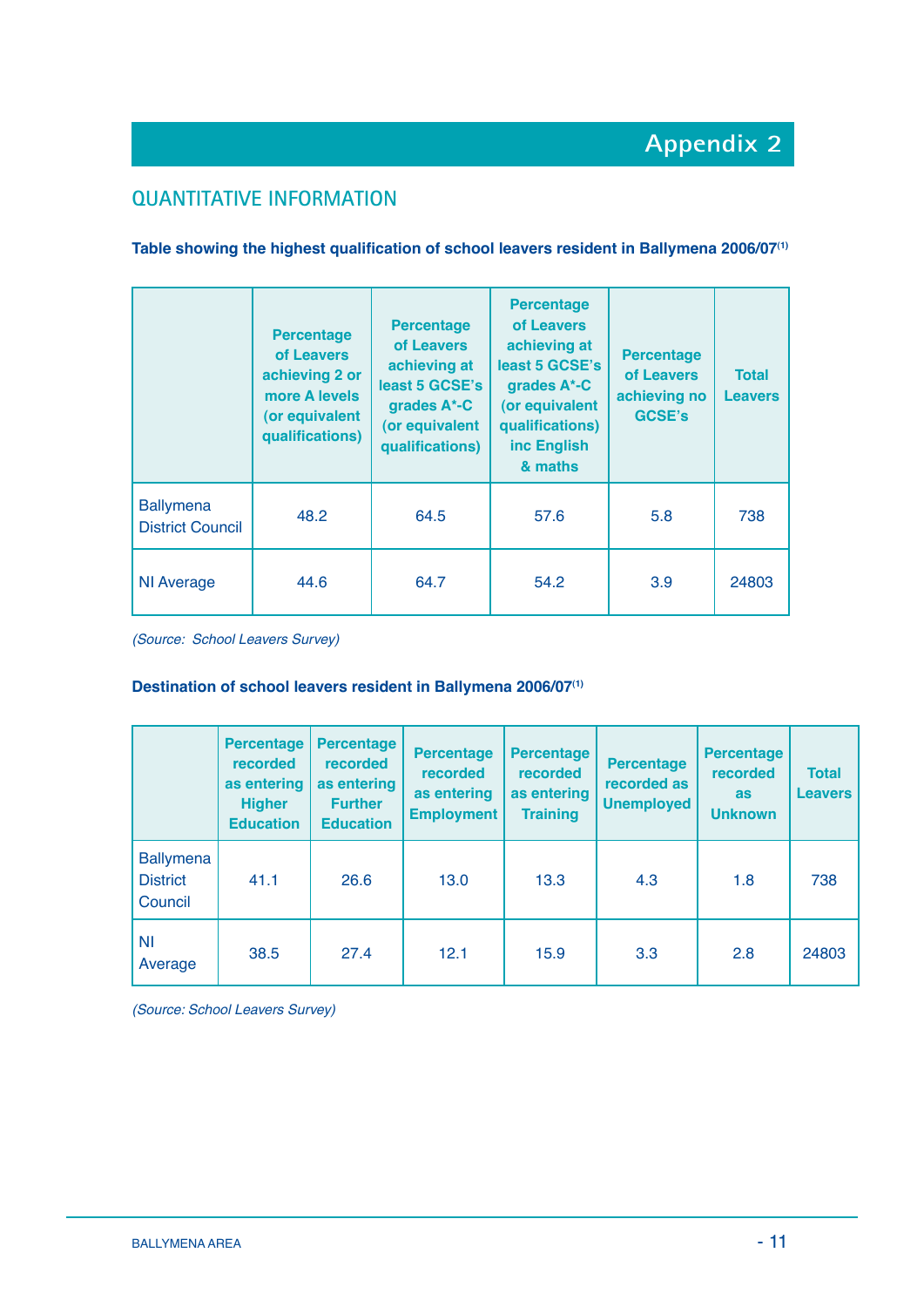# Appendix 2

## QUANTITATIVE INFORMATION

**Table showing the highest qualification of school leavers resident in Ballymena 2006/07[(1)]**

| | Percentage of Leavers achieving 2 or more A levels (or equivalent qualifications) | Percentage of Leavers achieving at least 5 GCSE's grades A*-C (or equivalent qualifications) | Percentage of Leavers achieving at least 5 GCSE's grades A*-C (or equivalent qualifications) inc English & maths | Percentage of Leavers achieving no GCSE's | Total Leavers |
|---|---|---|---|---|---|
| Ballymena District Council | 48.2 | 64.5 | 57.6 | 5.8 | 738 |
| NI Average | 44.6 | 64.7 | 54.2 | 3.9 | 24803 |

*(Source: School Leavers Survey)*

**Destination of school leavers resident in Ballymena 2006/07[(1)]**

| | Percentage recorded as entering Higher Education | Percentage recorded as entering Further Education | Percentage recorded as entering Employment | Percentage recorded as entering Training | Percentage recorded as Unemployed | Percentage recorded as Unknown | Total Leavers |
|---|---|---|---|---|---|---|---|
| Ballymena District Council | 41.1 | 26.6 | 13.0 | 13.3 | 4.3 | 1.8 | 738 |
| NI Average | 38.5 | 27.4 | 12.1 | 15.9 | 3.3 | 2.8 | 24803 |

*(Source: School Leavers Survey)*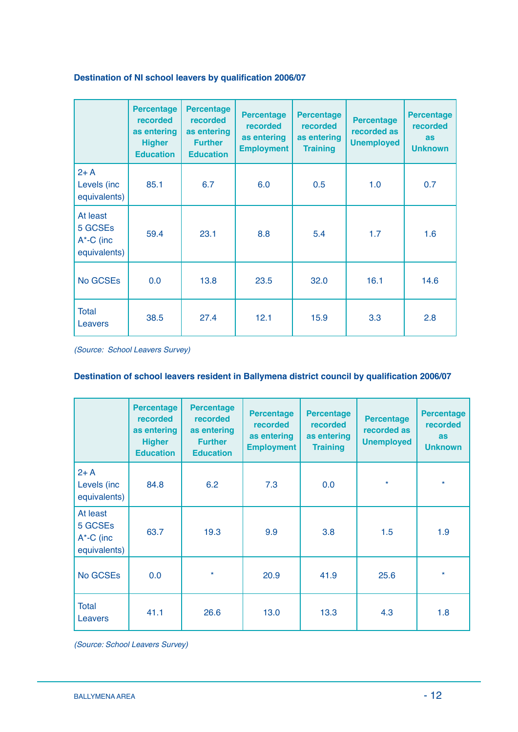**Destination of NI school leavers by qualification 2006/07**

| | Percentage recorded as entering Higher Education | Percentage recorded as entering Further Education | Percentage recorded as entering Employment | Percentage recorded as entering Training | Percentage recorded as Unemployed | Percentage recorded as Unknown |
|---|---|---|---|---|---|---|
| 2+ A Levels (inc equivalents) | 85.1 | 6.7 | 6.0 | 0.5 | 1.0 | 0.7 |
| At least 5 GCSEs A*-C (inc equivalents) | 59.4 | 23.1 | 8.8 | 5.4 | 1.7 | 1.6 |
| No GCSEs | 0.0 | 13.8 | 23.5 | 32.0 | 16.1 | 14.6 |
| Total Leavers | 38.5 | 27.4 | 12.1 | 15.9 | 3.3 | 2.8 |

*(Source: School Leavers Survey)*

**Destination of school leavers resident in Ballymena district council by qualification 2006/07**

| | Percentage recorded as entering Higher Education | Percentage recorded as entering Further Education | Percentage recorded as entering Employment | Percentage recorded as entering Training | Percentage recorded as Unemployed | Percentage recorded as Unknown |
|---|---|---|---|---|---|---|
| 2+ A Levels (inc equivalents) | 84.8 | 6.2 | 7.3 | 0.0 | * | * |
| At least 5 GCSEs A*-C (inc equivalents) | 63.7 | 19.3 | 9.9 | 3.8 | 1.5 | 1.9 |
| No GCSEs | 0.0 | * | 20.9 | 41.9 | 25.6 | * |
| Total Leavers | 41.1 | 26.6 | 13.0 | 13.3 | 4.3 | 1.8 |

*(Source: School Leavers Survey)*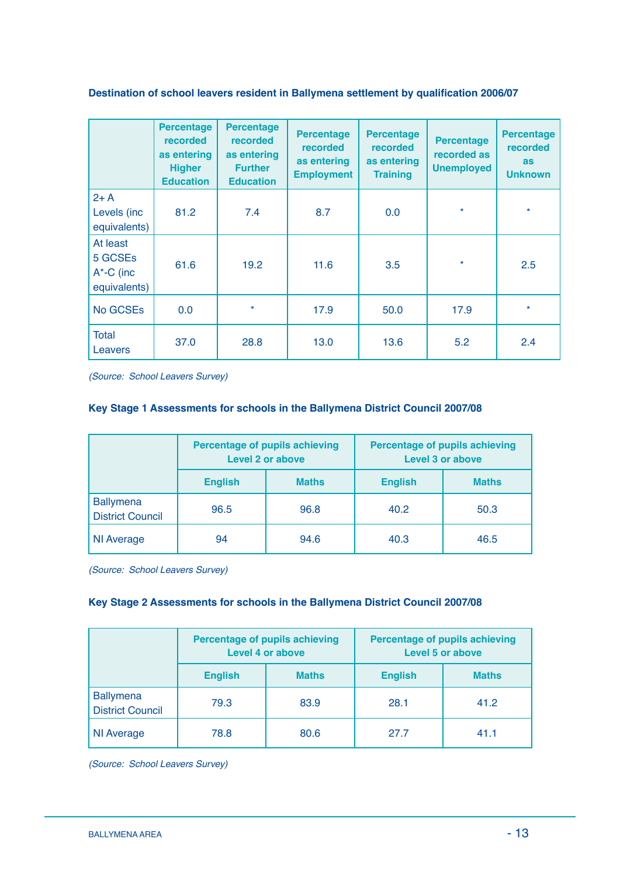**Destination of school leavers resident in Ballymena settlement by qualification 2006/07**

| | Percentage recorded as entering Higher Education | Percentage recorded as entering Further Education | Percentage recorded as entering Employment | Percentage recorded as entering Training | Percentage recorded as Unemployed | Percentage recorded as Unknown |
|---|---|---|---|---|---|---|
| 2+ A Levels (inc equivalents) | 81.2 | 7.4 | 8.7 | 0.0 | * | * |
| At least 5 GCSEs A*-C (inc equivalents) | 61.6 | 19.2 | 11.6 | 3.5 | * | 2.5 |
| No GCSEs | 0.0 | * | 17.9 | 50.0 | 17.9 | * |
| Total Leavers | 37.0 | 28.8 | 13.0 | 13.6 | 5.2 | 2.4 |

*(Source: School Leavers Survey)*

**Key Stage 1 Assessments for schools in the Ballymena District Council 2007/08**

| | Percentage of pupils achieving Level 2 or above | | Percentage of pupils achieving Level 3 or above | |
|---|---|---|---|---|
| | English | Maths | English | Maths |
| Ballymena District Council | 96.5 | 96.8 | 40.2 | 50.3 |
| NI Average | 94 | 94.6 | 40.3 | 46.5 |

*(Source: School Leavers Survey)*

**Key Stage 2 Assessments for schools in the Ballymena District Council 2007/08**

| | Percentage of pupils achieving Level 4 or above | | Percentage of pupils achieving Level 5 or above | |
|---|---|---|---|---|
| | English | Maths | English | Maths |
| Ballymena District Council | 79.3 | 83.9 | 28.1 | 41.2 |
| NI Average | 78.8 | 80.6 | 27.7 | 41.1 |

*(Source: School Leavers Survey)*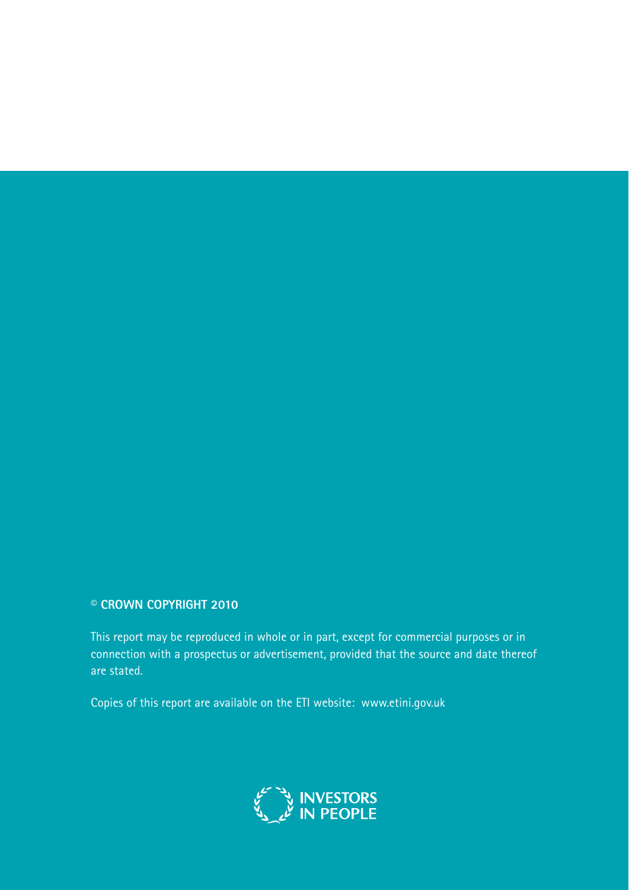**© CROWN COPYRIGHT 2010**

This report may be reproduced in whole or in part, except for commercial purposes or in connection with a prospectus or advertisement, provided that the source and date thereof are stated.

Copies of this report are available on the ETI website: www.etini.gov.uk

INVESTORS IN PEOPLE